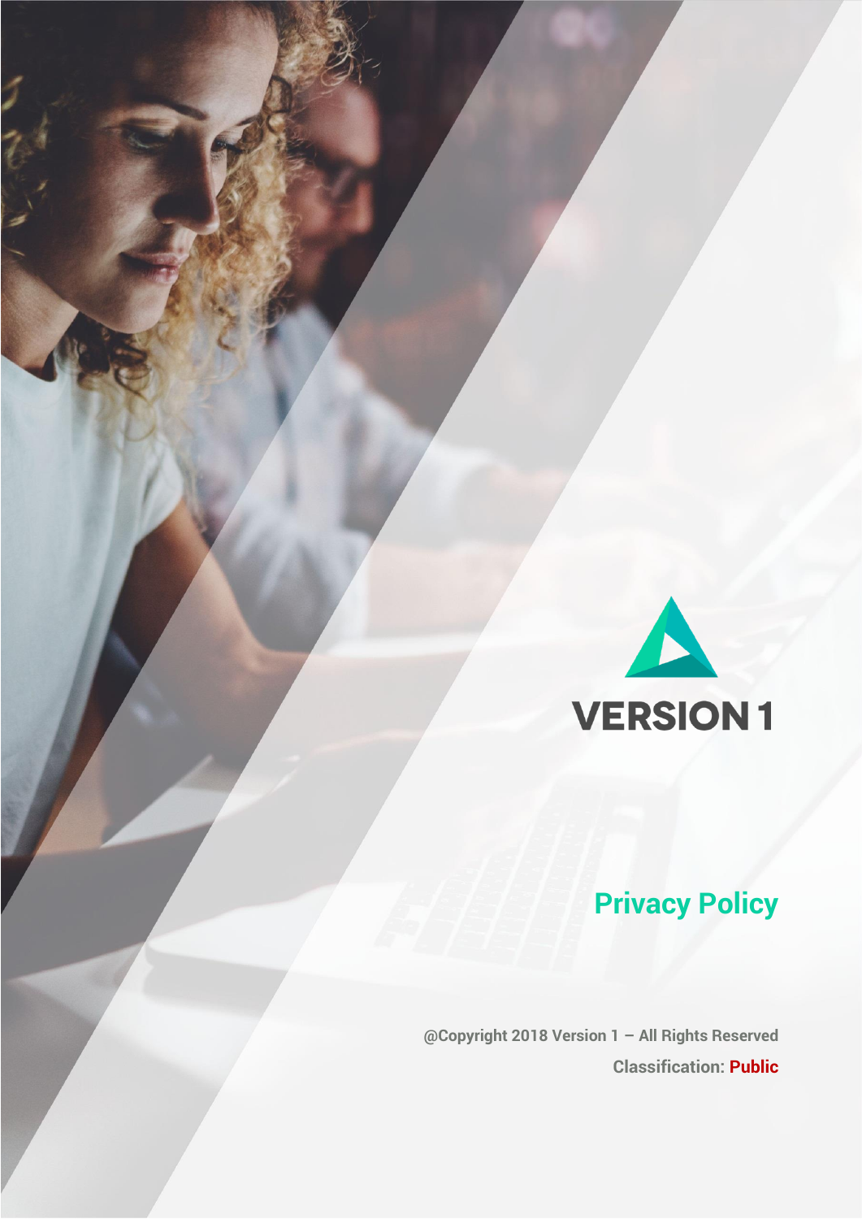VERSION 1

# Privacy Policy

@Copyright 2018 Version 1 – All Rights Reserved

Classification: **Public**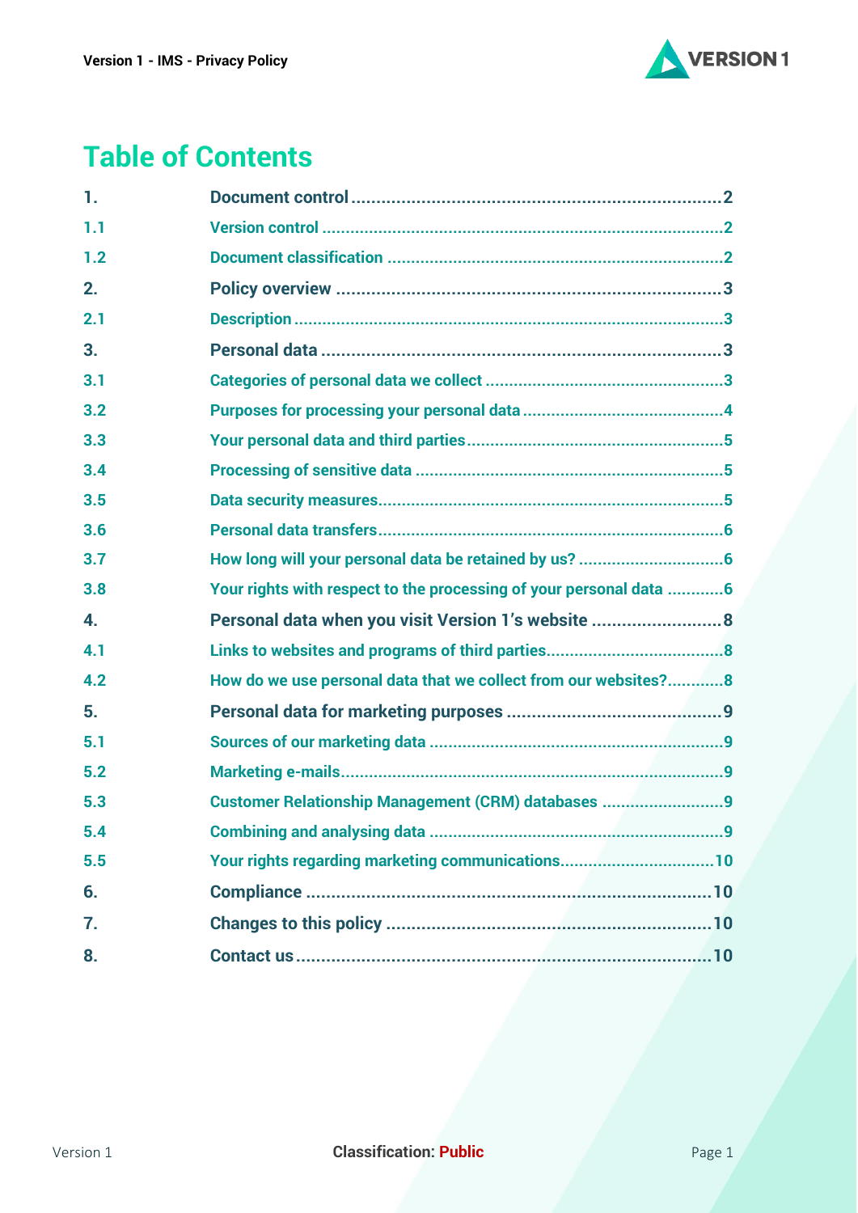# Table of Contents

| | | |
|---|---|---|
| 1. | Document control | 2 |
| 1.1 | Version control | 2 |
| 1.2 | Document classification | 2 |
| 2. | Policy overview | 3 |
| 2.1 | Description | 3 |
| 3. | Personal data | 3 |
| 3.1 | Categories of personal data we collect | 3 |
| 3.2 | Purposes for processing your personal data | 4 |
| 3.3 | Your personal data and third parties | 5 |
| 3.4 | Processing of sensitive data | 5 |
| 3.5 | Data security measures | 5 |
| 3.6 | Personal data transfers | 6 |
| 3.7 | How long will your personal data be retained by us? | 6 |
| 3.8 | Your rights with respect to the processing of your personal data | 6 |
| 4. | Personal data when you visit Version 1's website | 8 |
| 4.1 | Links to websites and programs of third parties | 8 |
| 4.2 | How do we use personal data that we collect from our websites? | 8 |
| 5. | Personal data for marketing purposes | 9 |
| 5.1 | Sources of our marketing data | 9 |
| 5.2 | Marketing e-mails | 9 |
| 5.3 | Customer Relationship Management (CRM) databases | 9 |
| 5.4 | Combining and analysing data | 9 |
| 5.5 | Your rights regarding marketing communications | 10 |
| 6. | Compliance | 10 |
| 7. | Changes to this policy | 10 |
| 8. | Contact us | 10 |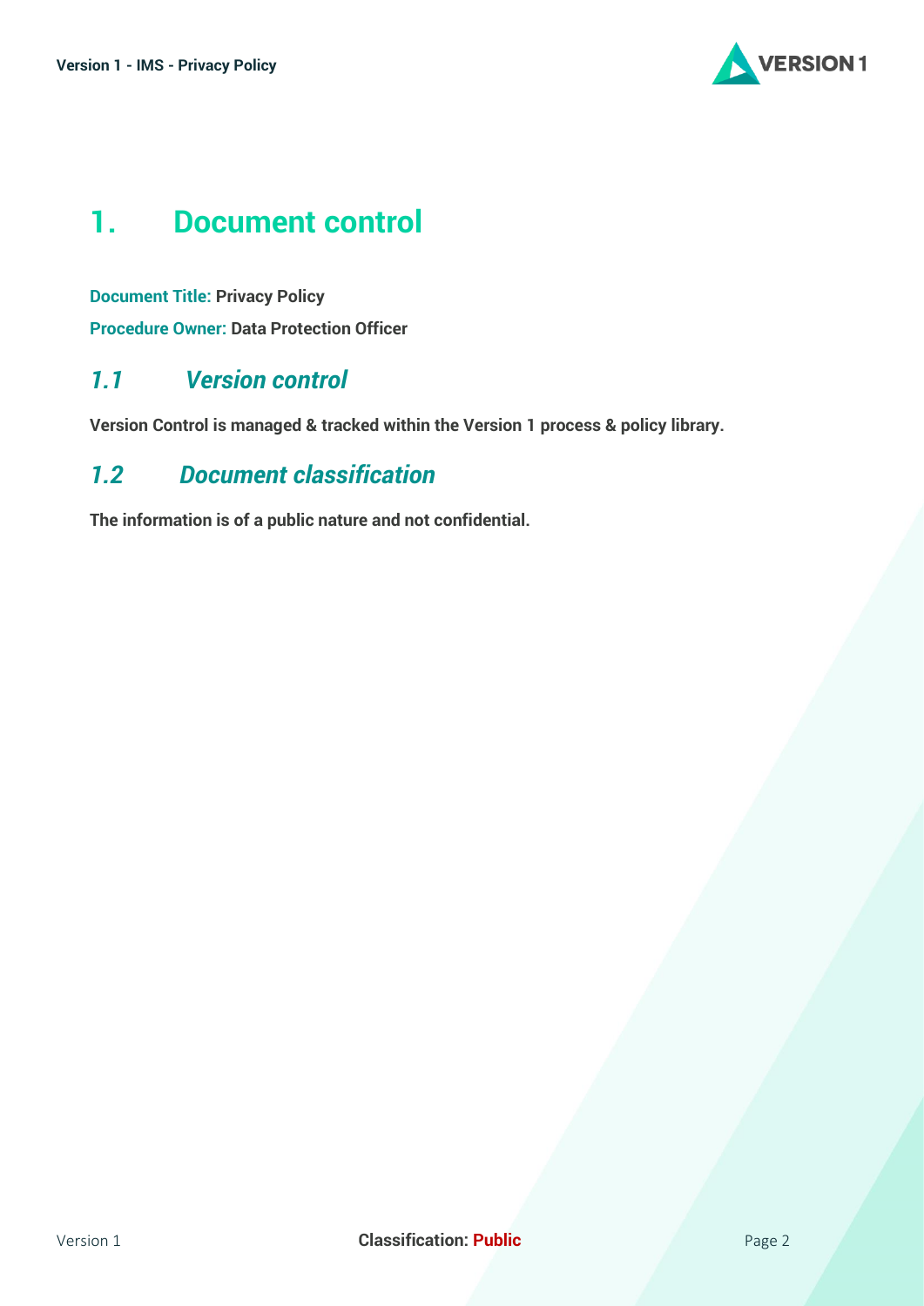# 1. Document control

**Document Title:** **Privacy Policy**

**Procedure Owner:** **Data Protection Officer**

## *1.1 Version control*

**Version Control is managed & tracked within the Version 1 process & policy library.**

## *1.2 Document classification*

**The information is of a public nature and not confidential.**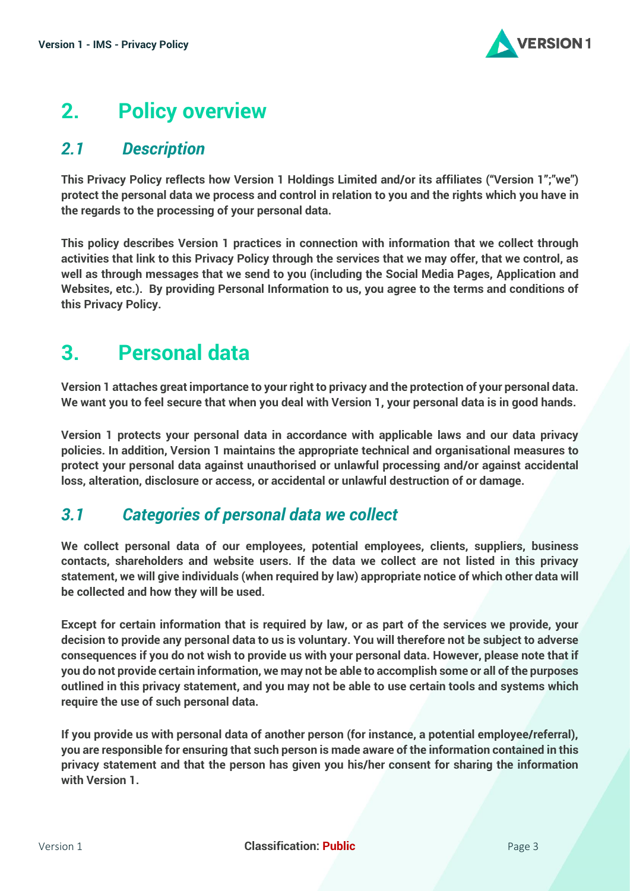# 2. Policy overview

## 2.1 Description

**This Privacy Policy reflects how Version 1 Holdings Limited and/or its affiliates ("Version 1";"we") protect the personal data we process and control in relation to you and the rights which you have in the regards to the processing of your personal data.**

**This policy describes Version 1 practices in connection with information that we collect through activities that link to this Privacy Policy through the services that we may offer, that we control, as well as through messages that we send to you (including the Social Media Pages, Application and Websites, etc.). By providing Personal Information to us, you agree to the terms and conditions of this Privacy Policy.**

# 3. Personal data

**Version 1 attaches great importance to your right to privacy and the protection of your personal data. We want you to feel secure that when you deal with Version 1, your personal data is in good hands.**

**Version 1 protects your personal data in accordance with applicable laws and our data privacy policies. In addition, Version 1 maintains the appropriate technical and organisational measures to protect your personal data against unauthorised or unlawful processing and/or against accidental loss, alteration, disclosure or access, or accidental or unlawful destruction of or damage.**

## 3.1 Categories of personal data we collect

**We collect personal data of our employees, potential employees, clients, suppliers, business contacts, shareholders and website users. If the data we collect are not listed in this privacy statement, we will give individuals (when required by law) appropriate notice of which other data will be collected and how they will be used.**

**Except for certain information that is required by law, or as part of the services we provide, your decision to provide any personal data to us is voluntary. You will therefore not be subject to adverse consequences if you do not wish to provide us with your personal data. However, please note that if you do not provide certain information, we may not be able to accomplish some or all of the purposes outlined in this privacy statement, and you may not be able to use certain tools and systems which require the use of such personal data.**

**If you provide us with personal data of another person (for instance, a potential employee/referral), you are responsible for ensuring that such person is made aware of the information contained in this privacy statement and that the person has given you his/her consent for sharing the information with Version 1.**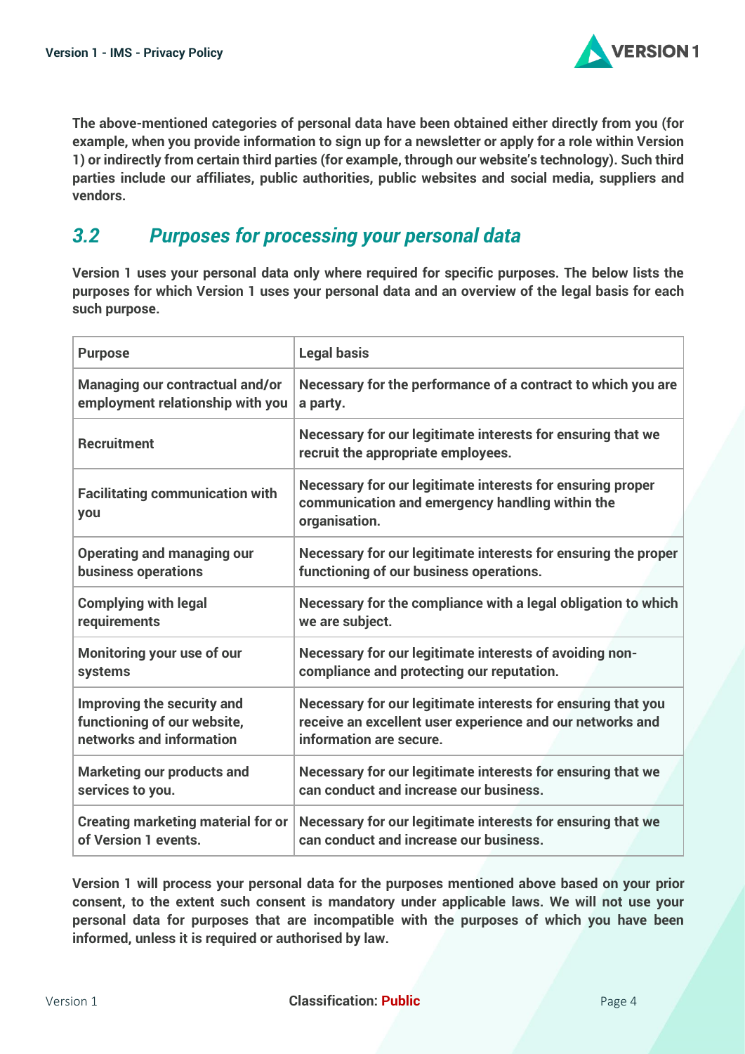**The above-mentioned categories of personal data have been obtained either directly from you (for example, when you provide information to sign up for a newsletter or apply for a role within Version 1) or indirectly from certain third parties (for example, through our website's technology). Such third parties include our affiliates, public authorities, public websites and social media, suppliers and vendors.**

## *3.2 Purposes for processing your personal data*

**Version 1 uses your personal data only where required for specific purposes. The below lists the purposes for which Version 1 uses your personal data and an overview of the legal basis for each such purpose.**

| Purpose | Legal basis |
| --- | --- |
| Managing our contractual and/or employment relationship with you | Necessary for the performance of a contract to which you are a party. |
| Recruitment | Necessary for our legitimate interests for ensuring that we recruit the appropriate employees. |
| Facilitating communication with you | Necessary for our legitimate interests for ensuring proper communication and emergency handling within the organisation. |
| Operating and managing our business operations | Necessary for our legitimate interests for ensuring the proper functioning of our business operations. |
| Complying with legal requirements | Necessary for the compliance with a legal obligation to which we are subject. |
| Monitoring your use of our systems | Necessary for our legitimate interests of avoiding non-compliance and protecting our reputation. |
| Improving the security and functioning of our website, networks and information | Necessary for our legitimate interests for ensuring that you receive an excellent user experience and our networks and information are secure. |
| Marketing our products and services to you. | Necessary for our legitimate interests for ensuring that we can conduct and increase our business. |
| Creating marketing material for or of Version 1 events. | Necessary for our legitimate interests for ensuring that we can conduct and increase our business. |

**Version 1 will process your personal data for the purposes mentioned above based on your prior consent, to the extent such consent is mandatory under applicable laws. We will not use your personal data for purposes that are incompatible with the purposes of which you have been informed, unless it is required or authorised by law.**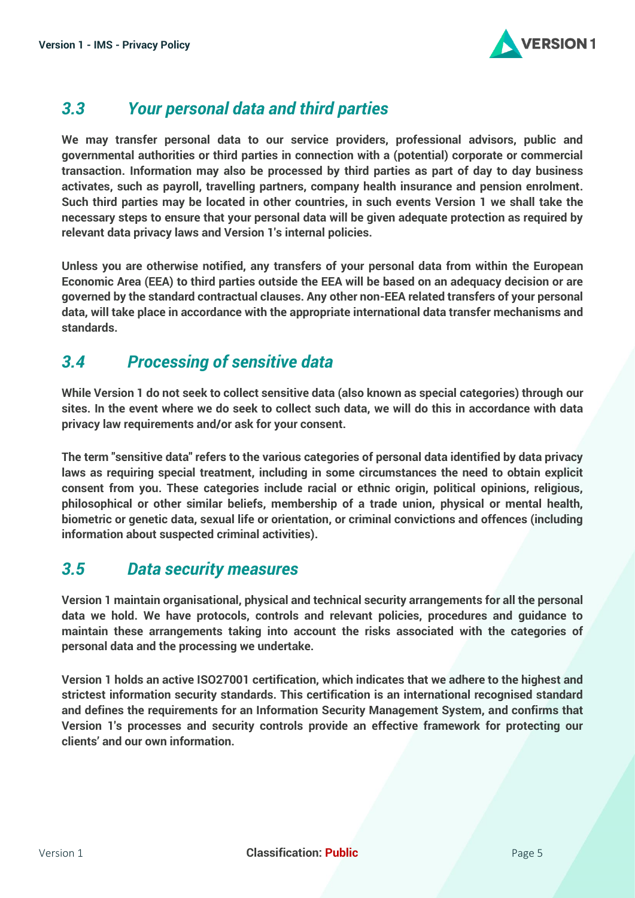### *3.3 Your personal data and third parties*

**We may transfer personal data to our service providers, professional advisors, public and governmental authorities or third parties in connection with a (potential) corporate or commercial transaction. Information may also be processed by third parties as part of day to day business activates, such as payroll, travelling partners, company health insurance and pension enrolment. Such third parties may be located in other countries, in such events Version 1 we shall take the necessary steps to ensure that your personal data will be given adequate protection as required by relevant data privacy laws and Version 1's internal policies.**

**Unless you are otherwise notified, any transfers of your personal data from within the European Economic Area (EEA) to third parties outside the EEA will be based on an adequacy decision or are governed by the standard contractual clauses. Any other non-EEA related transfers of your personal data, will take place in accordance with the appropriate international data transfer mechanisms and standards.**

### *3.4 Processing of sensitive data*

**While Version 1 do not seek to collect sensitive data (also known as special categories) through our sites. In the event where we do seek to collect such data, we will do this in accordance with data privacy law requirements and/or ask for your consent.**

**The term "sensitive data" refers to the various categories of personal data identified by data privacy laws as requiring special treatment, including in some circumstances the need to obtain explicit consent from you. These categories include racial or ethnic origin, political opinions, religious, philosophical or other similar beliefs, membership of a trade union, physical or mental health, biometric or genetic data, sexual life or orientation, or criminal convictions and offences (including information about suspected criminal activities).**

### *3.5 Data security measures*

**Version 1 maintain organisational, physical and technical security arrangements for all the personal data we hold. We have protocols, controls and relevant policies, procedures and guidance to maintain these arrangements taking into account the risks associated with the categories of personal data and the processing we undertake.**

**Version 1 holds an active ISO27001 certification, which indicates that we adhere to the highest and strictest information security standards. This certification is an international recognised standard and defines the requirements for an Information Security Management System, and confirms that Version 1's processes and security controls provide an effective framework for protecting our clients' and our own information.**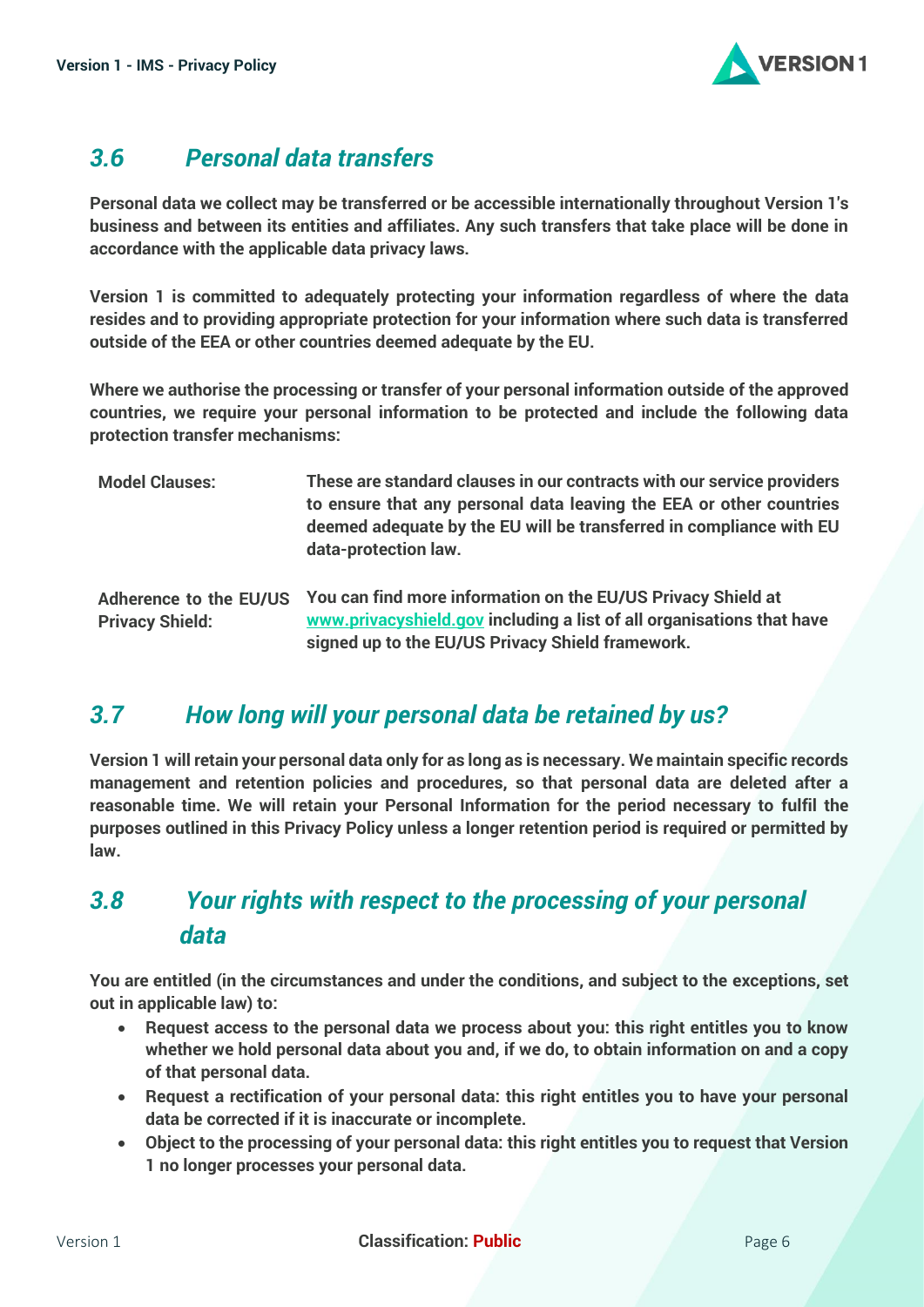## *3.6 Personal data transfers*

**Personal data we collect may be transferred or be accessible internationally throughout Version 1's business and between its entities and affiliates. Any such transfers that take place will be done in accordance with the applicable data privacy laws.**

**Version 1 is committed to adequately protecting your information regardless of where the data resides and to providing appropriate protection for your information where such data is transferred outside of the EEA or other countries deemed adequate by the EU.**

**Where we authorise the processing or transfer of your personal information outside of the approved countries, we require your personal information to be protected and include the following data protection transfer mechanisms:**

| | |
|---|---|
| **Model Clauses:** | **These are standard clauses in our contracts with our service providers to ensure that any personal data leaving the EEA or other countries deemed adequate by the EU will be transferred in compliance with EU data-protection law.** |
| **Adherence to the EU/US Privacy Shield:** | **You can find more information on the EU/US Privacy Shield at [www.privacyshield.gov](http://www.privacyshield.gov) including a list of all organisations that have signed up to the EU/US Privacy Shield framework.** |

## *3.7 How long will your personal data be retained by us?*

**Version 1 will retain your personal data only for as long as is necessary. We maintain specific records management and retention policies and procedures, so that personal data are deleted after a reasonable time. We will retain your Personal Information for the period necessary to fulfil the purposes outlined in this Privacy Policy unless a longer retention period is required or permitted by law.**

## *3.8 Your rights with respect to the processing of your personal data*

**You are entitled (in the circumstances and under the conditions, and subject to the exceptions, set out in applicable law) to:**

- **Request access to the personal data we process about you: this right entitles you to know whether we hold personal data about you and, if we do, to obtain information on and a copy of that personal data.**
- **Request a rectification of your personal data: this right entitles you to have your personal data be corrected if it is inaccurate or incomplete.**
- **Object to the processing of your personal data: this right entitles you to request that Version 1 no longer processes your personal data.**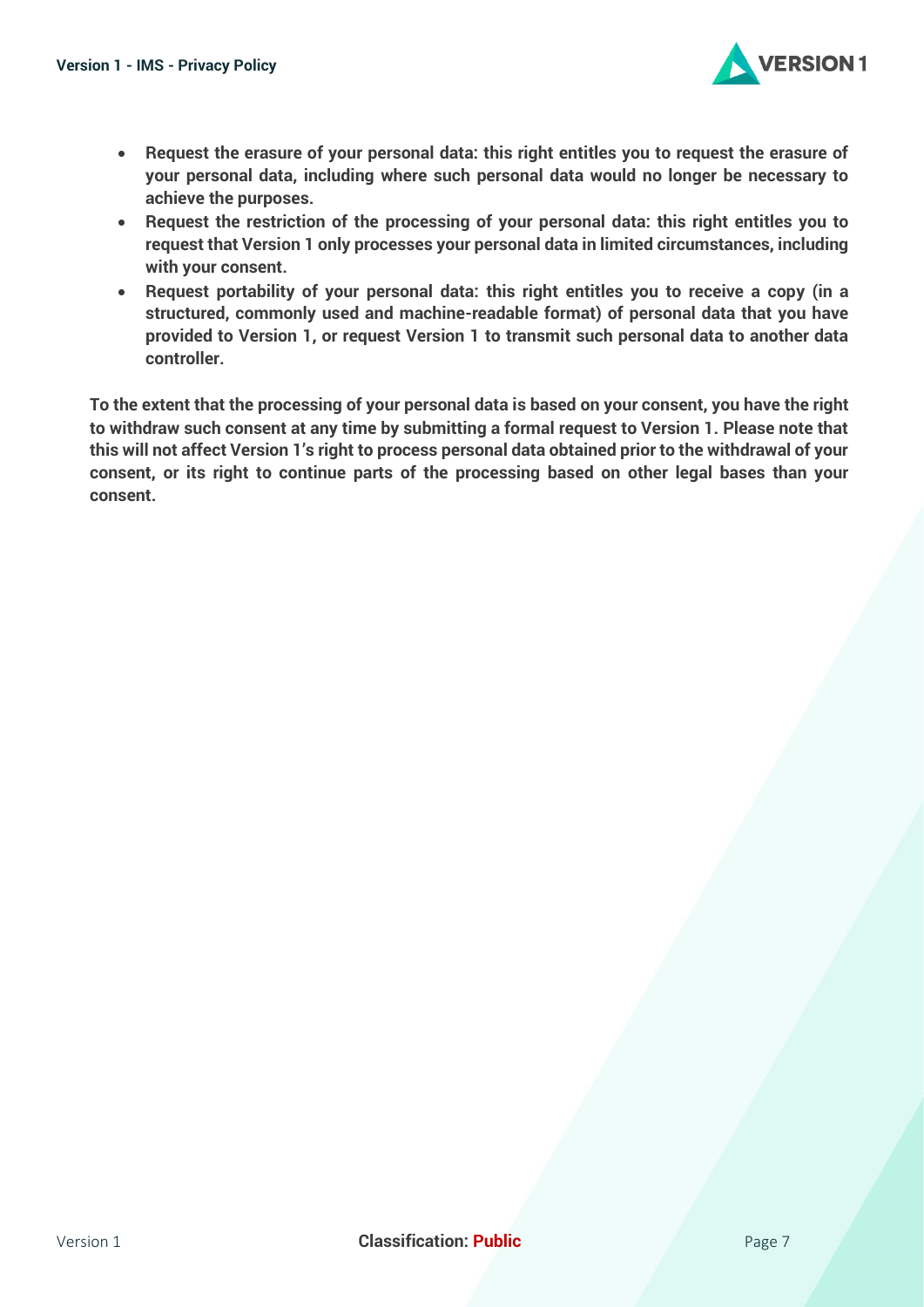- **Request the erasure of your personal data: this right entitles you to request the erasure of your personal data, including where such personal data would no longer be necessary to achieve the purposes.**
- **Request the restriction of the processing of your personal data: this right entitles you to request that Version 1 only processes your personal data in limited circumstances, including with your consent.**
- **Request portability of your personal data: this right entitles you to receive a copy (in a structured, commonly used and machine-readable format) of personal data that you have provided to Version 1, or request Version 1 to transmit such personal data to another data controller.**

**To the extent that the processing of your personal data is based on your consent, you have the right to withdraw such consent at any time by submitting a formal request to Version 1. Please note that this will not affect Version 1's right to process personal data obtained prior to the withdrawal of your consent, or its right to continue parts of the processing based on other legal bases than your consent.**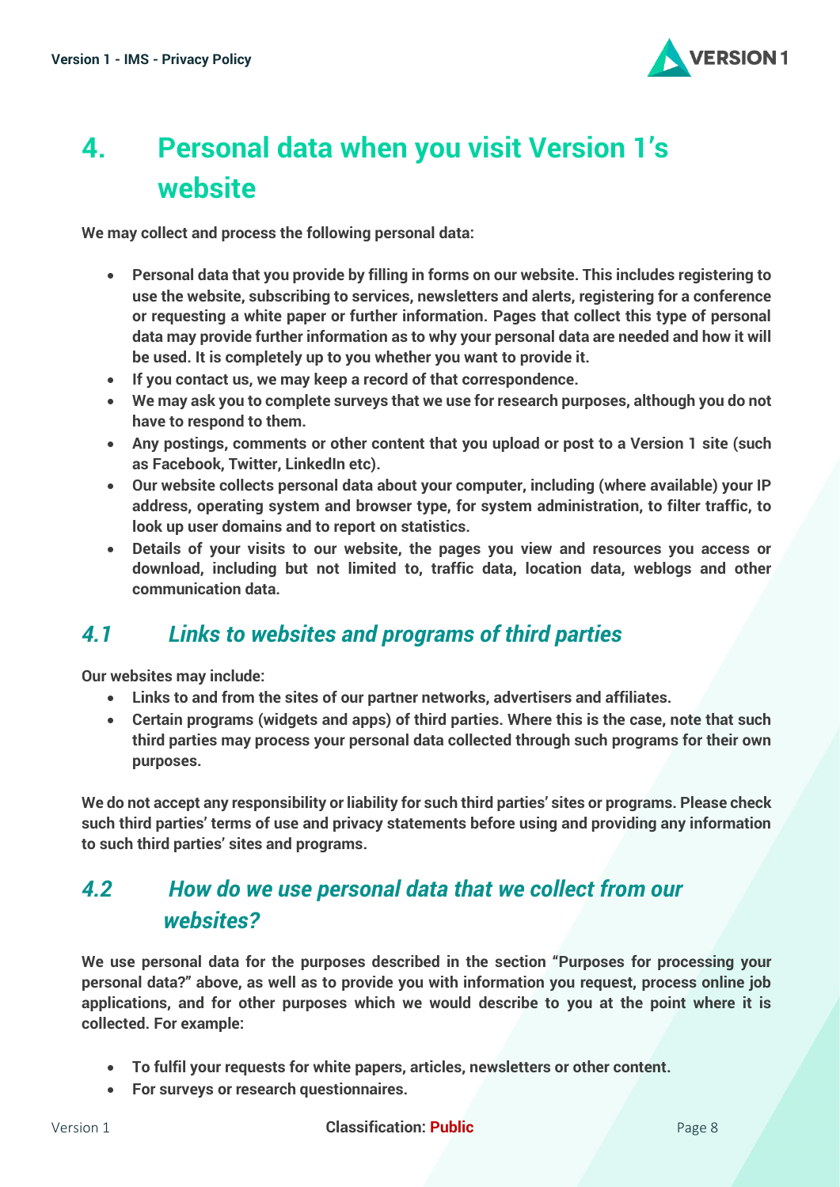# 4. Personal data when you visit Version 1's website

**We may collect and process the following personal data:**

- **Personal data that you provide by filling in forms on our website. This includes registering to use the website, subscribing to services, newsletters and alerts, registering for a conference or requesting a white paper or further information. Pages that collect this type of personal data may provide further information as to why your personal data are needed and how it will be used. It is completely up to you whether you want to provide it.**
- **If you contact us, we may keep a record of that correspondence.**
- **We may ask you to complete surveys that we use for research purposes, although you do not have to respond to them.**
- **Any postings, comments or other content that you upload or post to a Version 1 site (such as Facebook, Twitter, LinkedIn etc).**
- **Our website collects personal data about your computer, including (where available) your IP address, operating system and browser type, for system administration, to filter traffic, to look up user domains and to report on statistics.**
- **Details of your visits to our website, the pages you view and resources you access or download, including but not limited to, traffic data, location data, weblogs and other communication data.**

## *4.1 Links to websites and programs of third parties*

**Our websites may include:**

- **Links to and from the sites of our partner networks, advertisers and affiliates.**
- **Certain programs (widgets and apps) of third parties. Where this is the case, note that such third parties may process your personal data collected through such programs for their own purposes.**

**We do not accept any responsibility or liability for such third parties' sites or programs. Please check such third parties' terms of use and privacy statements before using and providing any information to such third parties' sites and programs.**

## *4.2 How do we use personal data that we collect from our websites?*

**We use personal data for the purposes described in the section "Purposes for processing your personal data?" above, as well as to provide you with information you request, process online job applications, and for other purposes which we would describe to you at the point where it is collected. For example:**

- **To fulfil your requests for white papers, articles, newsletters or other content.**
- **For surveys or research questionnaires.**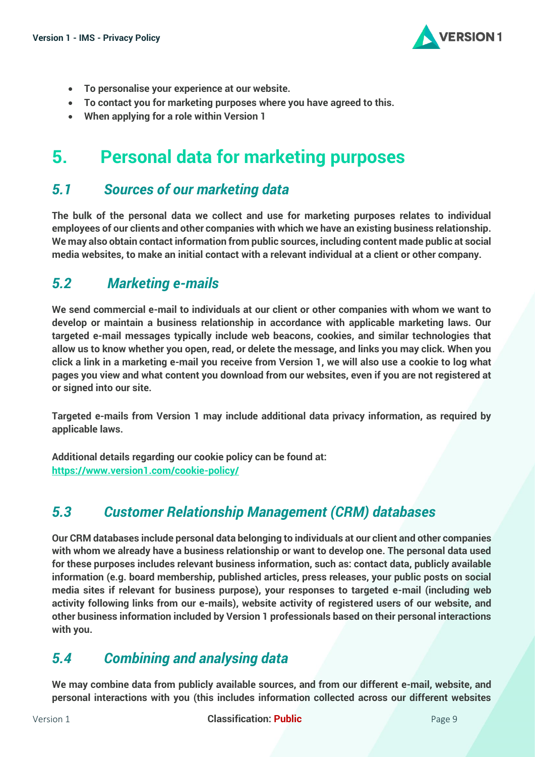- **To personalise your experience at our website.**
- **To contact you for marketing purposes where you have agreed to this.**
- **When applying for a role within Version 1**

# 5. Personal data for marketing purposes

## *5.1 Sources of our marketing data*

**The bulk of the personal data we collect and use for marketing purposes relates to individual employees of our clients and other companies with which we have an existing business relationship. We may also obtain contact information from public sources, including content made public at social media websites, to make an initial contact with a relevant individual at a client or other company.**

## *5.2 Marketing e-mails*

**We send commercial e-mail to individuals at our client or other companies with whom we want to develop or maintain a business relationship in accordance with applicable marketing laws. Our targeted e-mail messages typically include web beacons, cookies, and similar technologies that allow us to know whether you open, read, or delete the message, and links you may click. When you click a link in a marketing e-mail you receive from Version 1, we will also use a cookie to log what pages you view and what content you download from our websites, even if you are not registered at or signed into our site.**

**Targeted e-mails from Version 1 may include additional data privacy information, as required by applicable laws.**

**Additional details regarding our cookie policy can be found at:**
**[https://www.version1.com/cookie-policy/](https://www.version1.com/cookie-policy/)**

## *5.3 Customer Relationship Management (CRM) databases*

**Our CRM databases include personal data belonging to individuals at our client and other companies with whom we already have a business relationship or want to develop one. The personal data used for these purposes includes relevant business information, such as: contact data, publicly available information (e.g. board membership, published articles, press releases, your public posts on social media sites if relevant for business purpose), your responses to targeted e-mail (including web activity following links from our e-mails), website activity of registered users of our website, and other business information included by Version 1 professionals based on their personal interactions with you.**

## *5.4 Combining and analysing data*

**We may combine data from publicly available sources, and from our different e-mail, website, and personal interactions with you (this includes information collected across our different websites**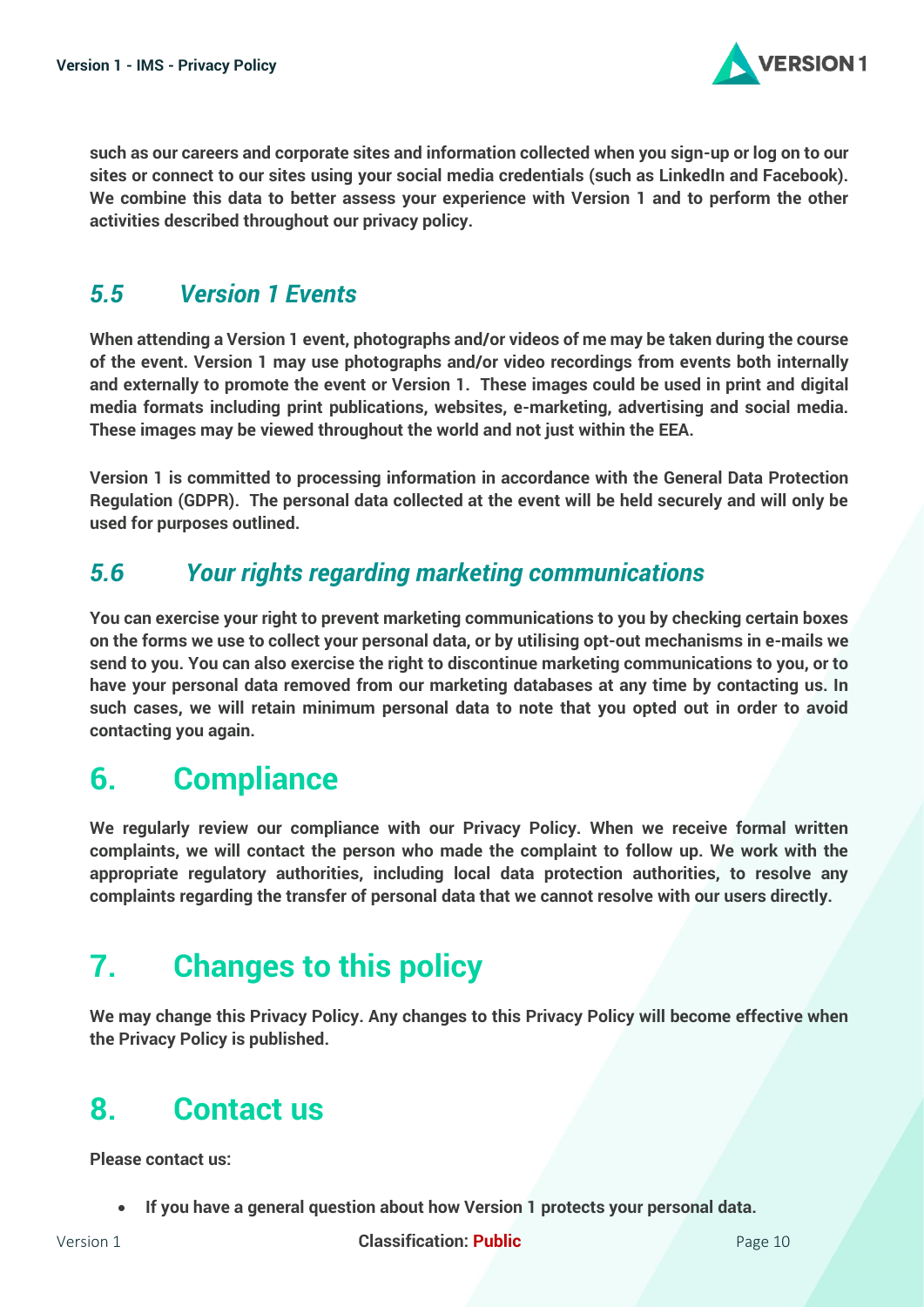**such as our careers and corporate sites and information collected when you sign-up or log on to our sites or connect to our sites using your social media credentials (such as LinkedIn and Facebook). We combine this data to better assess your experience with Version 1 and to perform the other activities described throughout our privacy policy.**

### *5.5 Version 1 Events*

**When attending a Version 1 event, photographs and/or videos of me may be taken during the course of the event. Version 1 may use photographs and/or video recordings from events both internally and externally to promote the event or Version 1. These images could be used in print and digital media formats including print publications, websites, e-marketing, advertising and social media. These images may be viewed throughout the world and not just within the EEA.**

**Version 1 is committed to processing information in accordance with the General Data Protection Regulation (GDPR). The personal data collected at the event will be held securely and will only be used for purposes outlined.**

### *5.6 Your rights regarding marketing communications*

**You can exercise your right to prevent marketing communications to you by checking certain boxes on the forms we use to collect your personal data, or by utilising opt-out mechanisms in e-mails we send to you. You can also exercise the right to discontinue marketing communications to you, or to have your personal data removed from our marketing databases at any time by contacting us. In such cases, we will retain minimum personal data to note that you opted out in order to avoid contacting you again.**

## 6. Compliance

**We regularly review our compliance with our Privacy Policy. When we receive formal written complaints, we will contact the person who made the complaint to follow up. We work with the appropriate regulatory authorities, including local data protection authorities, to resolve any complaints regarding the transfer of personal data that we cannot resolve with our users directly.**

## 7. Changes to this policy

**We may change this Privacy Policy. Any changes to this Privacy Policy will become effective when the Privacy Policy is published.**

## 8. Contact us

**Please contact us:**

- **If you have a general question about how Version 1 protects your personal data.**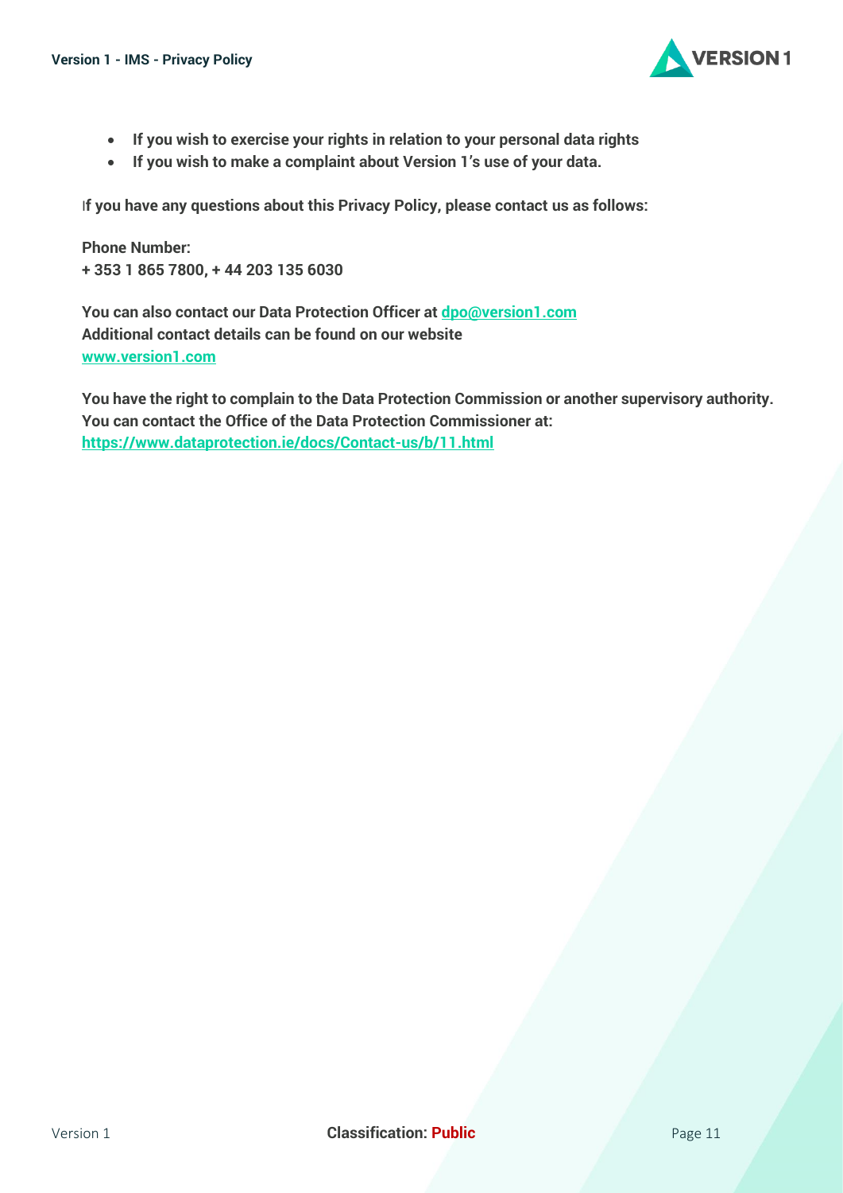- **If you wish to exercise your rights in relation to your personal data rights**
- **If you wish to make a complaint about Version 1's use of your data.**

**If you have any questions about this Privacy Policy, please contact us as follows:**

**Phone Number:**
**+ 353 1 865 7800, + 44 203 135 6030**

**You can also contact our Data Protection Officer at [dpo@version1.com](mailto:dpo@version1.com)**
**Additional contact details can be found on our website**
**[www.version1.com](http://www.version1.com)**

**You have the right to complain to the Data Protection Commission or another supervisory authority. You can contact the Office of the Data Protection Commissioner at:**
**[https://www.dataprotection.ie/docs/Contact-us/b/11.html](https://www.dataprotection.ie/docs/Contact-us/b/11.html)**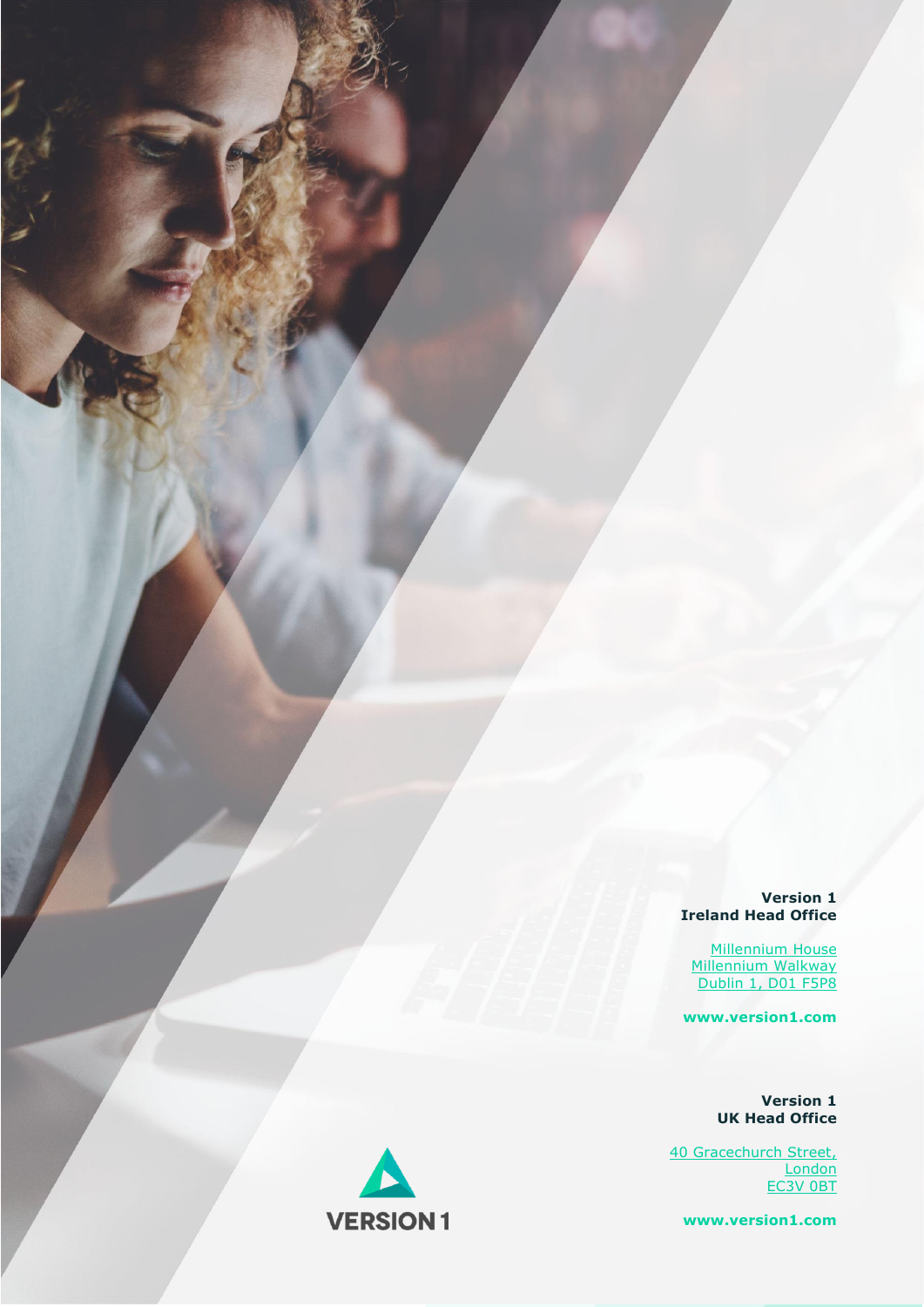**Version 1**
**Ireland Head Office**

Millennium House
Millennium Walkway
Dublin 1, D01 F5P8

**www.version1.com**

**Version 1**
**UK Head Office**

40 Gracechurch Street,
London
EC3V 0BT

**www.version1.com**

VERSION 1